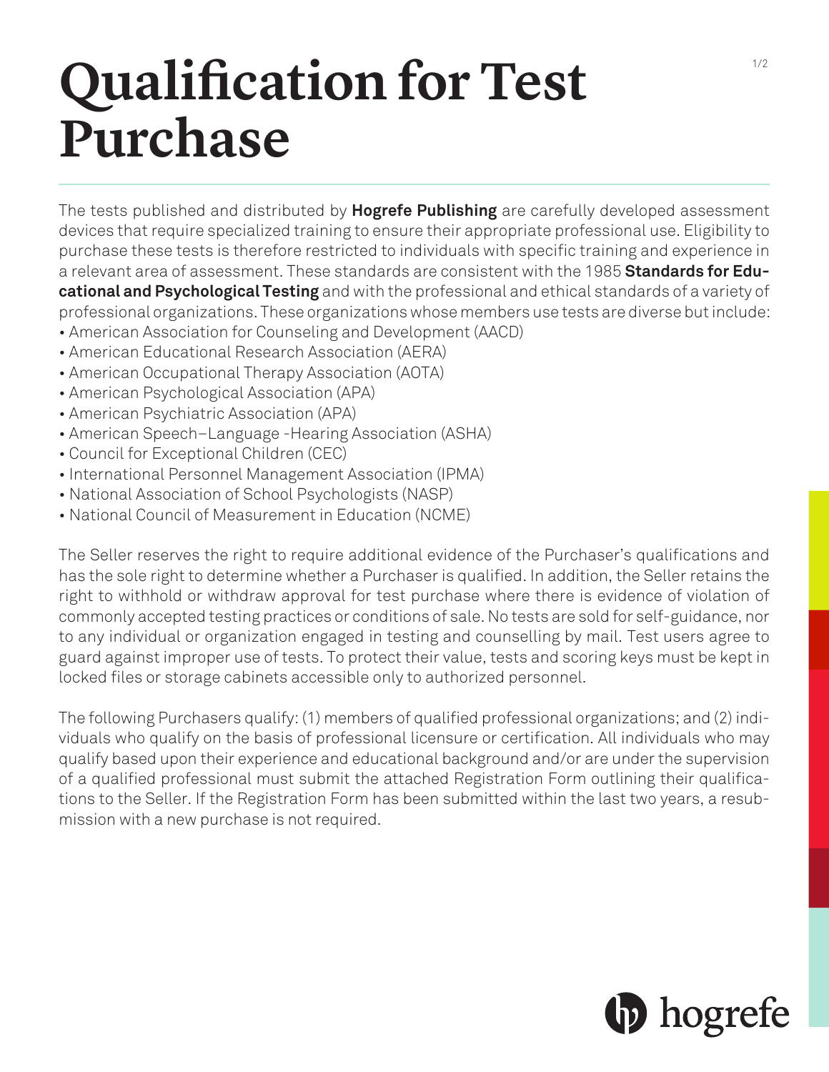# Qualification for Test Purchase

The tests published and distributed by **Hogrefe Publishing** are carefully developed assessment devices that require specialized training to ensure their appropriate professional use. Eligibility to purchase these tests is therefore restricted to individuals with specific training and experience in a relevant area of assessment. These standards are consistent with the 1985 **Standards for Educational and Psychological Testing** and with the professional and ethical standards of a variety of professional organizations. These organizations whose members use tests are diverse but include:

- American Association for Counseling and Development (AACD)
- American Educational Research Association (AERA)
- American Occupational Therapy Association (AOTA)
- American Psychological Association (APA)
- American Psychiatric Association (APA)
- American Speech–Language -Hearing Association (ASHA)
- Council for Exceptional Children (CEC)
- International Personnel Management Association (IPMA)
- National Association of School Psychologists (NASP)
- National Council of Measurement in Education (NCME)

The Seller reserves the right to require additional evidence of the Purchaser's qualifications and has the sole right to determine whether a Purchaser is qualified. In addition, the Seller retains the right to withhold or withdraw approval for test purchase where there is evidence of violation of commonly accepted testing practices or conditions of sale. No tests are sold for self-guidance, nor to any individual or organization engaged in testing and counselling by mail. Test users agree to guard against improper use of tests. To protect their value, tests and scoring keys must be kept in locked files or storage cabinets accessible only to authorized personnel.

The following Purchasers qualify: (1) members of qualified professional organizations; and (2) individuals who qualify on the basis of professional licensure or certification. All individuals who may qualify based upon their experience and educational background and/or are under the supervision of a qualified professional must submit the attached Registration Form outlining their qualifications to the Seller. If the Registration Form has been submitted within the last two years, a resubmission with a new purchase is not required.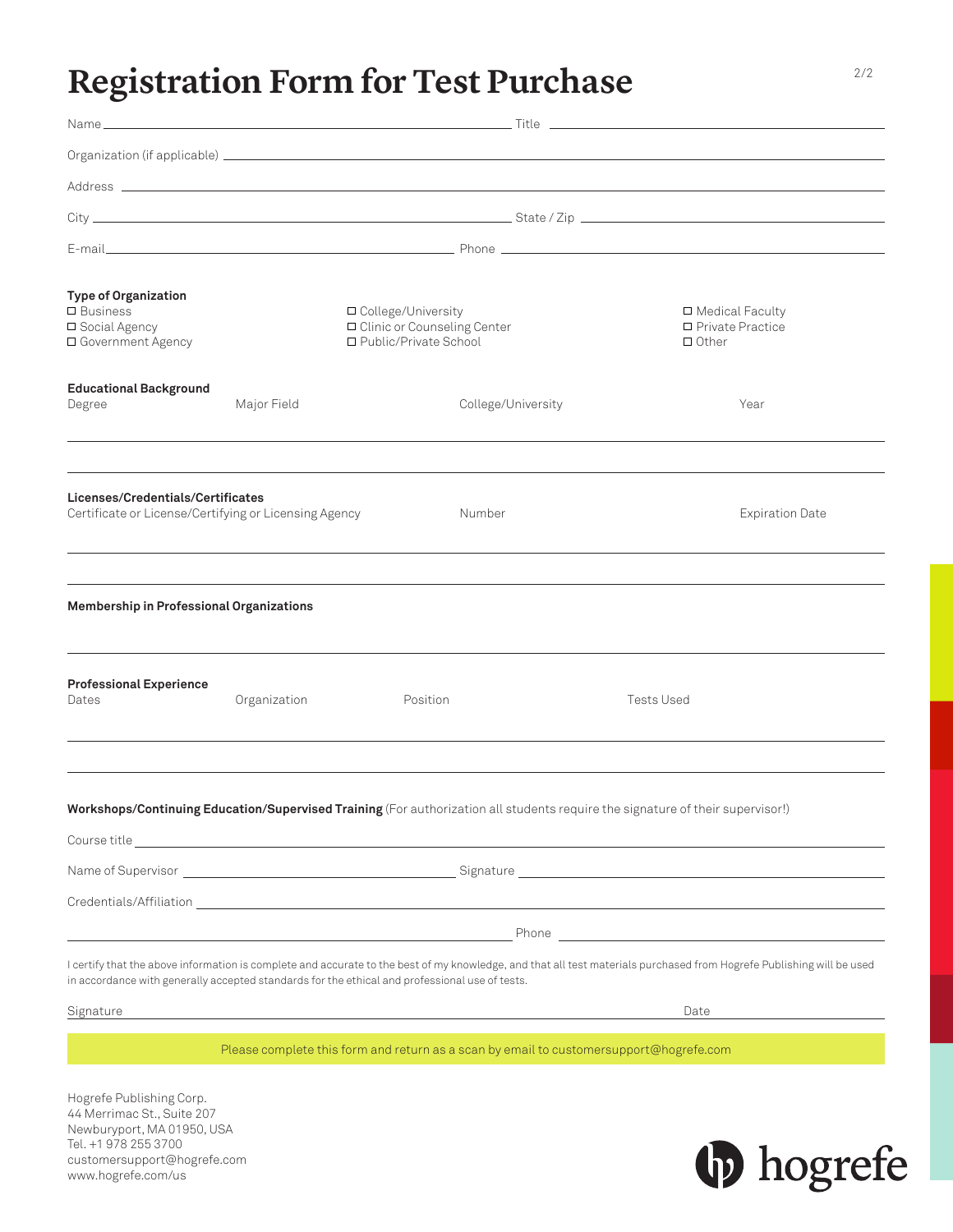# Registration Form for Test Purchase

Name ______________________________ Title ______________________________

Organization (if applicable) ______________________________

Address ______________________________

City ______________________________ State / Zip ______________________________

E-mail ______________________________ Phone ______________________________

**Type of Organization**

- ☐ Business
- ☐ Social Agency
- ☐ Government Agency
- ☐ College/University
- ☐ Clinic or Counseling Center
- ☐ Public/Private School
- ☐ Medical Faculty
- ☐ Private Practice
- ☐ Other

**Educational Background**

| Degree | Major Field | College/University | Year |
| --- | --- | --- | --- |
| | | | |
| | | | |

**Licenses/Credentials/Certificates**

| Certificate or License/Certifying or Licensing Agency | Number | Expiration Date |
| --- | --- | --- |
| | | |
| | | |

**Membership in Professional Organizations**

______________________________

**Professional Experience**

| Dates | Organization | Position | Tests Used |
| --- | --- | --- | --- |
| | | | |
| | | | |

**Workshops/Continuing Education/Supervised Training** (For authorization all students require the signature of their supervisor!)

Course title ______________________________

Name of Supervisor ______________________________ Signature ______________________________

Credentials/Affiliation ______________________________

______________________________ Phone ______________________________

I certify that the above information is complete and accurate to the best of my knowledge, and that all test materials purchased from Hogrefe Publishing will be used in accordance with generally accepted standards for the ethical and professional use of tests.

Signature ______________________________ Date ______________________________

Please complete this form and return as a scan by email to customersupport@hogrefe.com

Hogrefe Publishing Corp.
44 Merrimac St., Suite 207
Newburyport, MA 01950, USA
Tel. +1 978 255 3700
customersupport@hogrefe.com
www.hogrefe.com/us

hogrefe